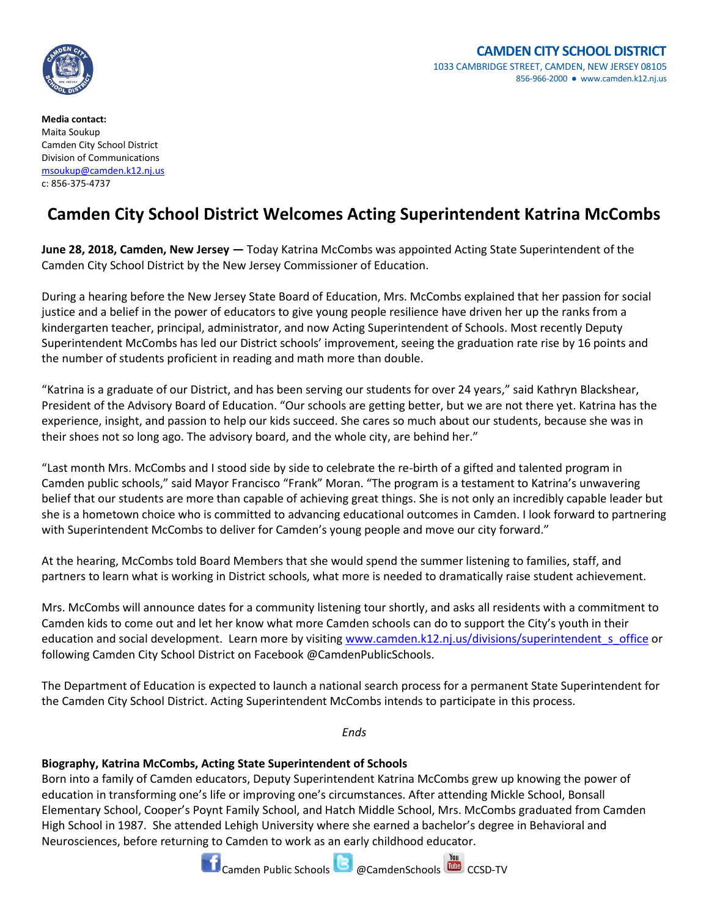**CAMDEN CITY SCHOOL DISTRICT**
1033 CAMBRIDGE STREET, CAMDEN, NEW JERSEY 08105
856-966-2000 ● www.camden.k12.nj.us

**Media contact:**
Maita Soukup
Camden City School District
Division of Communications
msoukup@camden.k12.nj.us
c: 856-375-4737

# Camden City School District Welcomes Acting Superintendent Katrina McCombs

**June 28, 2018, Camden, New Jersey —** Today Katrina McCombs was appointed Acting State Superintendent of the Camden City School District by the New Jersey Commissioner of Education.

During a hearing before the New Jersey State Board of Education, Mrs. McCombs explained that her passion for social justice and a belief in the power of educators to give young people resilience have driven her up the ranks from a kindergarten teacher, principal, administrator, and now Acting Superintendent of Schools. Most recently Deputy Superintendent McCombs has led our District schools' improvement, seeing the graduation rate rise by 16 points and the number of students proficient in reading and math more than double.

"Katrina is a graduate of our District, and has been serving our students for over 24 years," said Kathryn Blackshear, President of the Advisory Board of Education. "Our schools are getting better, but we are not there yet. Katrina has the experience, insight, and passion to help our kids succeed. She cares so much about our students, because she was in their shoes not so long ago. The advisory board, and the whole city, are behind her."

"Last month Mrs. McCombs and I stood side by side to celebrate the re-birth of a gifted and talented program in Camden public schools," said Mayor Francisco "Frank" Moran. "The program is a testament to Katrina's unwavering belief that our students are more than capable of achieving great things. She is not only an incredibly capable leader but she is a hometown choice who is committed to advancing educational outcomes in Camden. I look forward to partnering with Superintendent McCombs to deliver for Camden's young people and move our city forward."

At the hearing, McCombs told Board Members that she would spend the summer listening to families, staff, and partners to learn what is working in District schools, what more is needed to dramatically raise student achievement.

Mrs. McCombs will announce dates for a community listening tour shortly, and asks all residents with a commitment to Camden kids to come out and let her know what more Camden schools can do to support the City's youth in their education and social development. Learn more by visiting www.camden.k12.nj.us/divisions/superintendent_s_office or following Camden City School District on Facebook @CamdenPublicSchools.

The Department of Education is expected to launch a national search process for a permanent State Superintendent for the Camden City School District. Acting Superintendent McCombs intends to participate in this process.

*Ends*

**Biography, Katrina McCombs, Acting State Superintendent of Schools**
Born into a family of Camden educators, Deputy Superintendent Katrina McCombs grew up knowing the power of education in transforming one's life or improving one's circumstances. After attending Mickle School, Bonsall Elementary School, Cooper's Poynt Family School, and Hatch Middle School, Mrs. McCombs graduated from Camden High School in 1987. She attended Lehigh University where she earned a bachelor's degree in Behavioral and Neurosciences, before returning to Camden to work as an early childhood educator.

Camden Public Schools @CamdenSchools CCSD-TV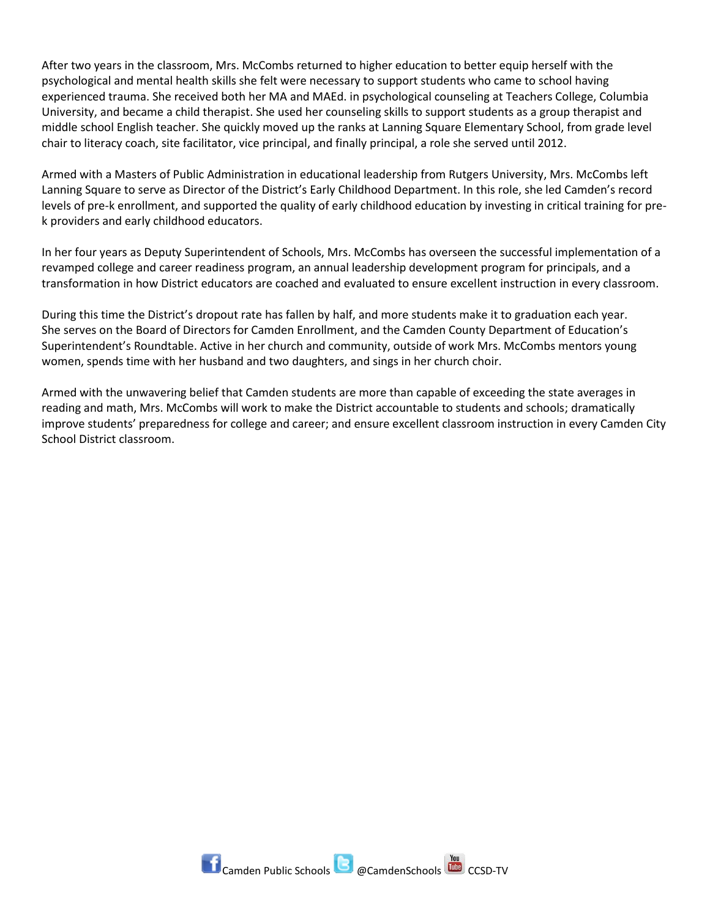After two years in the classroom, Mrs. McCombs returned to higher education to better equip herself with the psychological and mental health skills she felt were necessary to support students who came to school having experienced trauma. She received both her MA and MAEd. in psychological counseling at Teachers College, Columbia University, and became a child therapist. She used her counseling skills to support students as a group therapist and middle school English teacher. She quickly moved up the ranks at Lanning Square Elementary School, from grade level chair to literacy coach, site facilitator, vice principal, and finally principal, a role she served until 2012.

Armed with a Masters of Public Administration in educational leadership from Rutgers University, Mrs. McCombs left Lanning Square to serve as Director of the District's Early Childhood Department. In this role, she led Camden's record levels of pre-k enrollment, and supported the quality of early childhood education by investing in critical training for pre-k providers and early childhood educators.

In her four years as Deputy Superintendent of Schools, Mrs. McCombs has overseen the successful implementation of a revamped college and career readiness program, an annual leadership development program for principals, and a transformation in how District educators are coached and evaluated to ensure excellent instruction in every classroom.

During this time the District's dropout rate has fallen by half, and more students make it to graduation each year. She serves on the Board of Directors for Camden Enrollment, and the Camden County Department of Education's Superintendent's Roundtable. Active in her church and community, outside of work Mrs. McCombs mentors young women, spends time with her husband and two daughters, and sings in her church choir.

Armed with the unwavering belief that Camden students are more than capable of exceeding the state averages in reading and math, Mrs. McCombs will work to make the District accountable to students and schools; dramatically improve students' preparedness for college and career; and ensure excellent classroom instruction in every Camden City School District classroom.

Camden Public Schools @CamdenSchools CCSD-TV